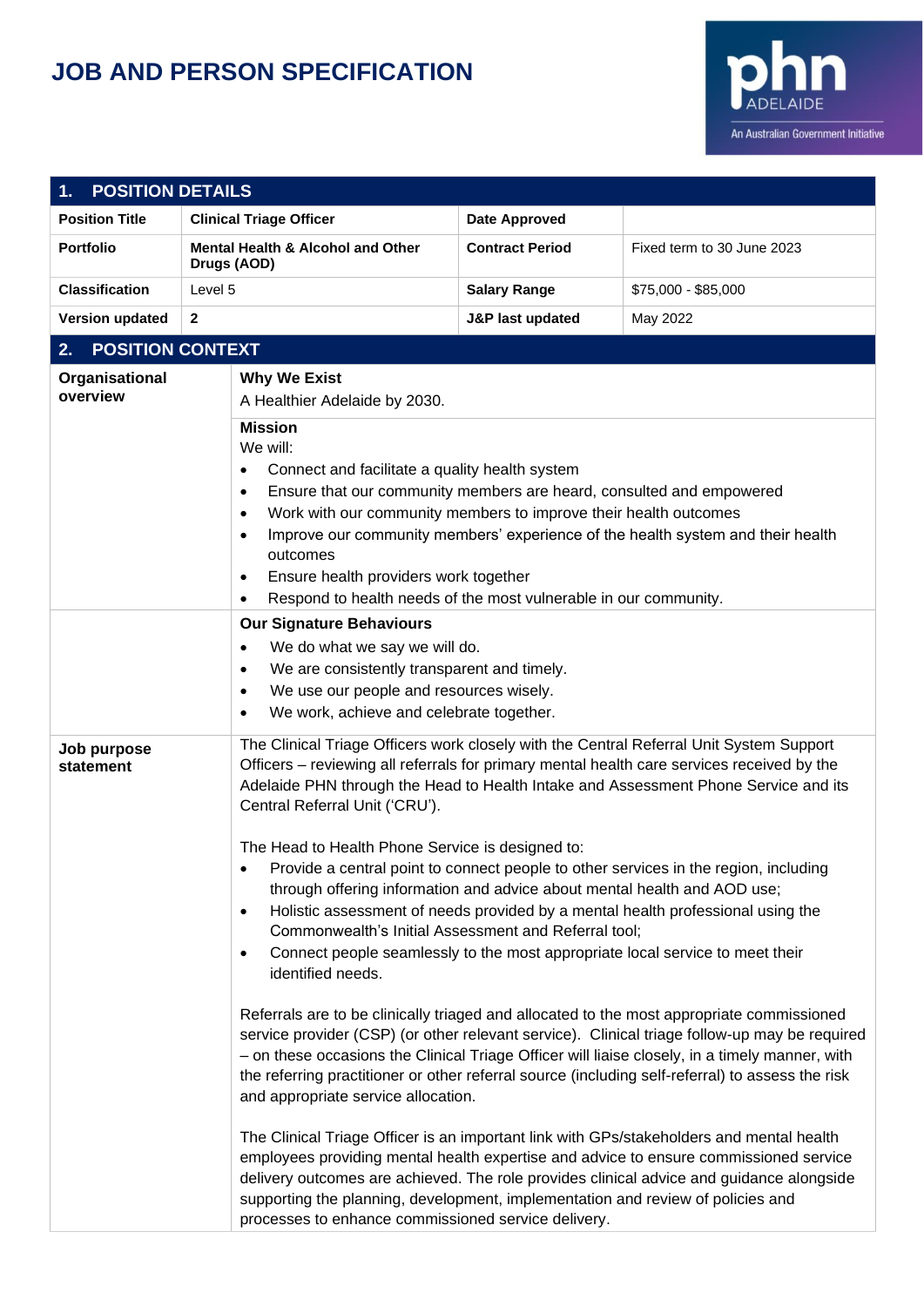# JOB AND PERSON SPECIFICATION

phn ADELAIDE
An Australian Government Initiative

| 1. POSITION DETAILS | | | |
|---|---|---|---|
| **Position Title** | **Clinical Triage Officer** | **Date Approved** | |
| **Portfolio** | **Mental Health & Alcohol and Other Drugs (AOD)** | **Contract Period** | Fixed term to 30 June 2023 |
| **Classification** | Level 5 | **Salary Range** | $75,000 - $85,000 |
| **Version updated** | **2** | **J&P last updated** | May 2022 |

## 2. POSITION CONTEXT

**Organisational overview**

**Why We Exist**

A Healthier Adelaide by 2030.

**Mission**

We will:

- Connect and facilitate a quality health system
- Ensure that our community members are heard, consulted and empowered
- Work with our community members to improve their health outcomes
- Improve our community members' experience of the health system and their health outcomes
- Ensure health providers work together
- Respond to health needs of the most vulnerable in our community.

**Our Signature Behaviours**

- We do what we say we will do.
- We are consistently transparent and timely.
- We use our people and resources wisely.
- We work, achieve and celebrate together.

**Job purpose statement**

The Clinical Triage Officers work closely with the Central Referral Unit System Support Officers – reviewing all referrals for primary mental health care services received by the Adelaide PHN through the Head to Health Intake and Assessment Phone Service and its Central Referral Unit ('CRU').

The Head to Health Phone Service is designed to:

- Provide a central point to connect people to other services in the region, including through offering information and advice about mental health and AOD use;
- Holistic assessment of needs provided by a mental health professional using the Commonwealth's Initial Assessment and Referral tool;
- Connect people seamlessly to the most appropriate local service to meet their identified needs.

Referrals are to be clinically triaged and allocated to the most appropriate commissioned service provider (CSP) (or other relevant service). Clinical triage follow-up may be required – on these occasions the Clinical Triage Officer will liaise closely, in a timely manner, with the referring practitioner or other referral source (including self-referral) to assess the risk and appropriate service allocation.

The Clinical Triage Officer is an important link with GPs/stakeholders and mental health employees providing mental health expertise and advice to ensure commissioned service delivery outcomes are achieved. The role provides clinical advice and guidance alongside supporting the planning, development, implementation and review of policies and processes to enhance commissioned service delivery.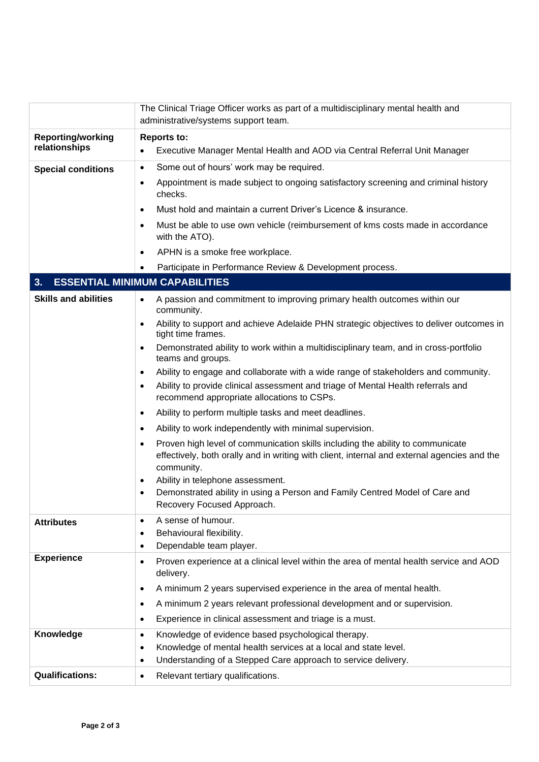| | |
|---|---|
| | The Clinical Triage Officer works as part of a multidisciplinary mental health and administrative/systems support team. |
| **Reporting/working relationships** | **Reports to:**<br>• Executive Manager Mental Health and AOD via Central Referral Unit Manager |
| **Special conditions** | • Some out of hours' work may be required.<br>• Appointment is made subject to ongoing satisfactory screening and criminal history checks.<br>• Must hold and maintain a current Driver's Licence & insurance.<br>• Must be able to use own vehicle (reimbursement of kms costs made in accordance with the ATO).<br>• APHN is a smoke free workplace.<br>• Participate in Performance Review & Development process. |

## 3. ESSENTIAL MINIMUM CAPABILITIES

| | |
|---|---|
| **Skills and abilities** | • A passion and commitment to improving primary health outcomes within our community.<br>• Ability to support and achieve Adelaide PHN strategic objectives to deliver outcomes in tight time frames.<br>• Demonstrated ability to work within a multidisciplinary team, and in cross-portfolio teams and groups.<br>• Ability to engage and collaborate with a wide range of stakeholders and community.<br>• Ability to provide clinical assessment and triage of Mental Health referrals and recommend appropriate allocations to CSPs.<br>• Ability to perform multiple tasks and meet deadlines.<br>• Ability to work independently with minimal supervision.<br>• Proven high level of communication skills including the ability to communicate effectively, both orally and in writing with client, internal and external agencies and the community.<br>• Ability in telephone assessment.<br>• Demonstrated ability in using a Person and Family Centred Model of Care and Recovery Focused Approach. |
| **Attributes** | • A sense of humour.<br>• Behavioural flexibility.<br>• Dependable team player. |
| **Experience** | • Proven experience at a clinical level within the area of mental health service and AOD delivery.<br>• A minimum 2 years supervised experience in the area of mental health.<br>• A minimum 2 years relevant professional development and or supervision.<br>• Experience in clinical assessment and triage is a must. |
| **Knowledge** | • Knowledge of evidence based psychological therapy.<br>• Knowledge of mental health services at a local and state level.<br>• Understanding of a Stepped Care approach to service delivery. |
| **Qualifications:** | • Relevant tertiary qualifications. |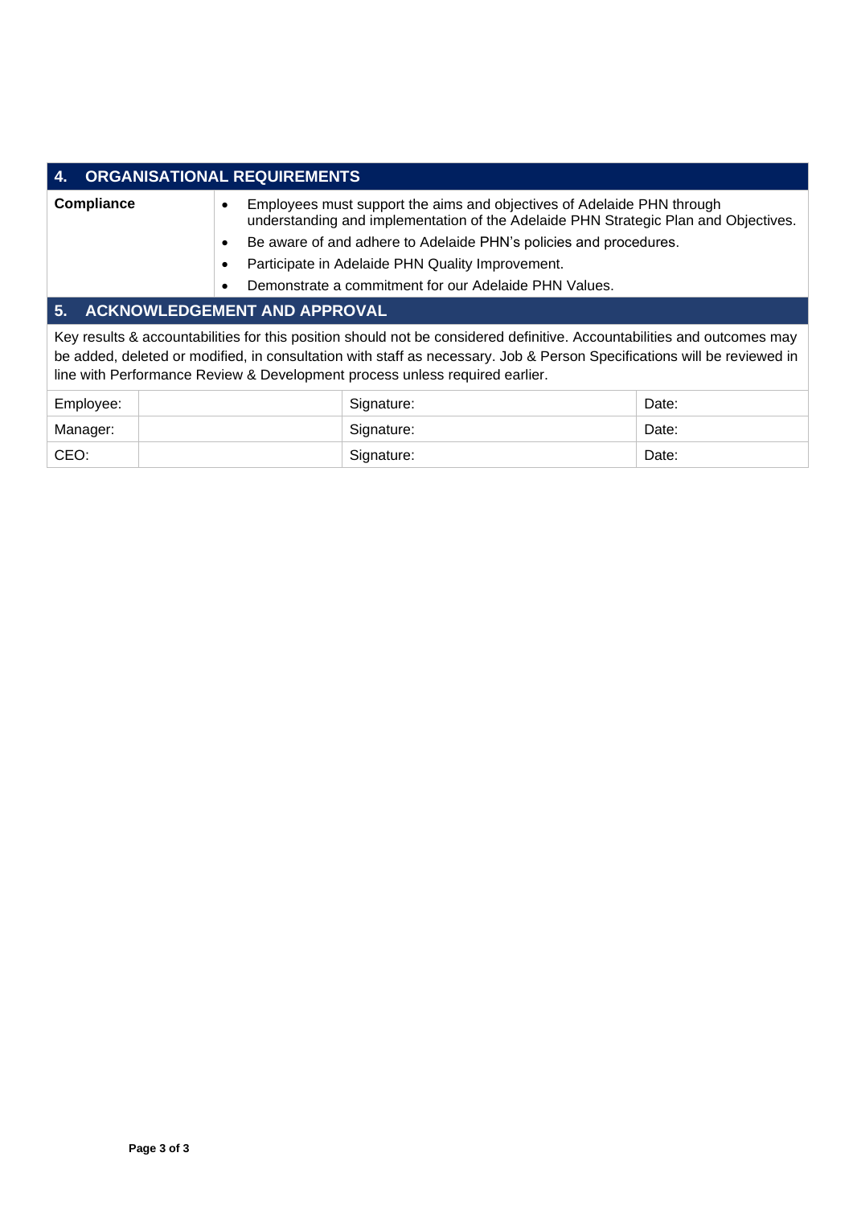## 4. ORGANISATIONAL REQUIREMENTS

| | |
|---|---|
| **Compliance** | • Employees must support the aims and objectives of Adelaide PHN through understanding and implementation of the Adelaide PHN Strategic Plan and Objectives.<br>• Be aware of and adhere to Adelaide PHN's policies and procedures.<br>• Participate in Adelaide PHN Quality Improvement.<br>• Demonstrate a commitment for our Adelaide PHN Values. |

## 5. ACKNOWLEDGEMENT AND APPROVAL

Key results & accountabilities for this position should not be considered definitive. Accountabilities and outcomes may be added, deleted or modified, in consultation with staff as necessary. Job & Person Specifications will be reviewed in line with Performance Review & Development process unless required earlier.

| | | | |
|---|---|---|---|
| Employee: | | Signature: | Date: |
| Manager: | | Signature: | Date: |
| CEO: | | Signature: | Date: |